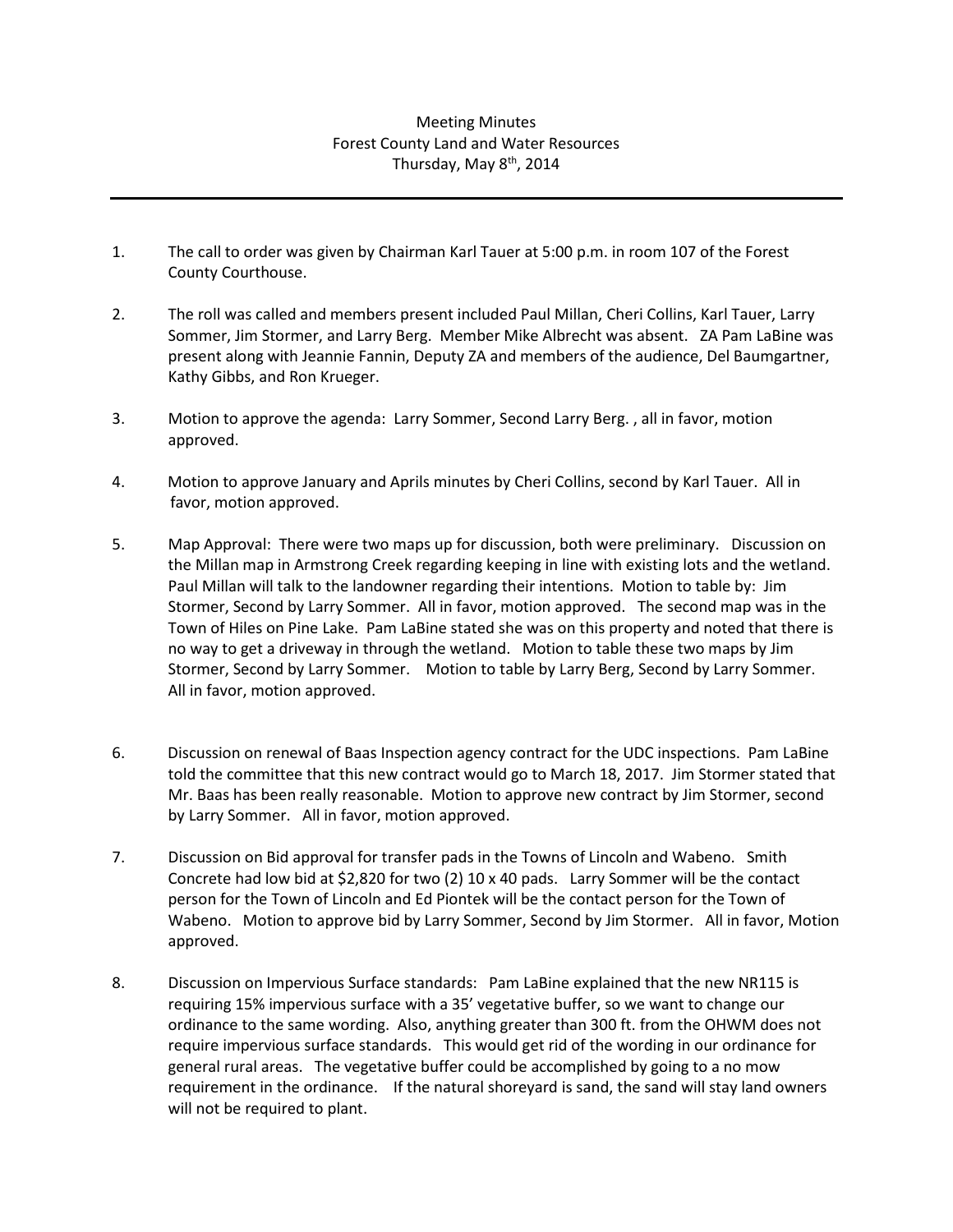Meeting Minutes
Forest County Land and Water Resources
Thursday, May 8th, 2014

---

1. The call to order was given by Chairman Karl Tauer at 5:00 p.m. in room 107 of the Forest County Courthouse.

2. The roll was called and members present included Paul Millan, Cheri Collins, Karl Tauer, Larry Sommer, Jim Stormer, and Larry Berg. Member Mike Albrecht was absent. ZA Pam LaBine was present along with Jeannie Fannin, Deputy ZA and members of the audience, Del Baumgartner, Kathy Gibbs, and Ron Krueger.

3. Motion to approve the agenda: Larry Sommer, Second Larry Berg. , all in favor, motion approved.

4. Motion to approve January and Aprils minutes by Cheri Collins, second by Karl Tauer. All in favor, motion approved.

5. Map Approval: There were two maps up for discussion, both were preliminary. Discussion on the Millan map in Armstrong Creek regarding keeping in line with existing lots and the wetland. Paul Millan will talk to the landowner regarding their intentions. Motion to table by: Jim Stormer, Second by Larry Sommer. All in favor, motion approved. The second map was in the Town of Hiles on Pine Lake. Pam LaBine stated she was on this property and noted that there is no way to get a driveway in through the wetland. Motion to table these two maps by Jim Stormer, Second by Larry Sommer. Motion to table by Larry Berg, Second by Larry Sommer. All in favor, motion approved.

6. Discussion on renewal of Baas Inspection agency contract for the UDC inspections. Pam LaBine told the committee that this new contract would go to March 18, 2017. Jim Stormer stated that Mr. Baas has been really reasonable. Motion to approve new contract by Jim Stormer, second by Larry Sommer. All in favor, motion approved.

7. Discussion on Bid approval for transfer pads in the Towns of Lincoln and Wabeno. Smith Concrete had low bid at $2,820 for two (2) 10 x 40 pads. Larry Sommer will be the contact person for the Town of Lincoln and Ed Piontek will be the contact person for the Town of Wabeno. Motion to approve bid by Larry Sommer, Second by Jim Stormer. All in favor, Motion approved.

8. Discussion on Impervious Surface standards: Pam LaBine explained that the new NR115 is requiring 15% impervious surface with a 35' vegetative buffer, so we want to change our ordinance to the same wording. Also, anything greater than 300 ft. from the OHWM does not require impervious surface standards. This would get rid of the wording in our ordinance for general rural areas. The vegetative buffer could be accomplished by going to a no mow requirement in the ordinance. If the natural shoreyard is sand, the sand will stay land owners will not be required to plant.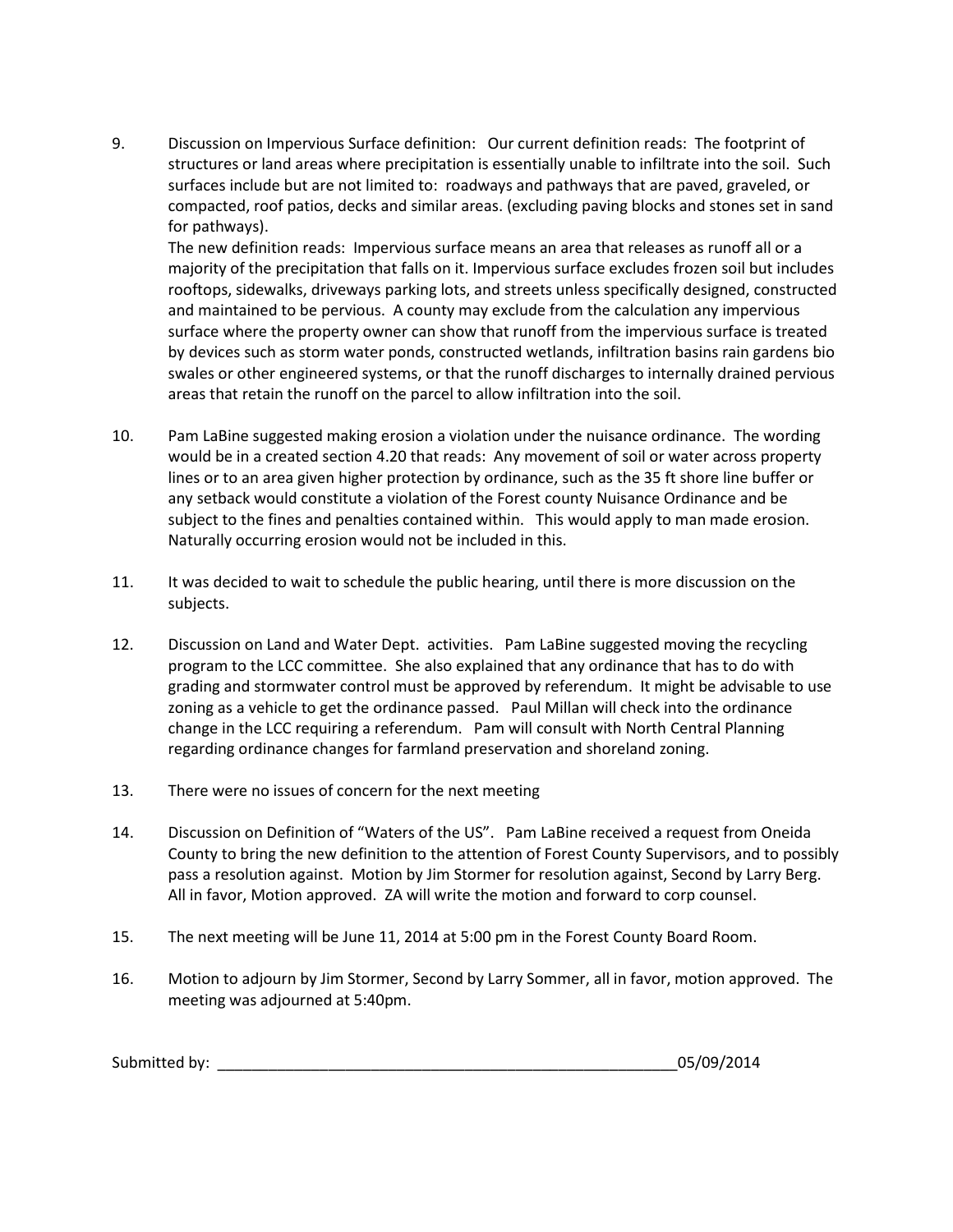9. Discussion on Impervious Surface definition: Our current definition reads: The footprint of structures or land areas where precipitation is essentially unable to infiltrate into the soil. Such surfaces include but are not limited to: roadways and pathways that are paved, graveled, or compacted, roof patios, decks and similar areas. (excluding paving blocks and stones set in sand for pathways).

   The new definition reads: Impervious surface means an area that releases as runoff all or a majority of the precipitation that falls on it. Impervious surface excludes frozen soil but includes rooftops, sidewalks, driveways parking lots, and streets unless specifically designed, constructed and maintained to be pervious. A county may exclude from the calculation any impervious surface where the property owner can show that runoff from the impervious surface is treated by devices such as storm water ponds, constructed wetlands, infiltration basins rain gardens bio swales or other engineered systems, or that the runoff discharges to internally drained pervious areas that retain the runoff on the parcel to allow infiltration into the soil.

10. Pam LaBine suggested making erosion a violation under the nuisance ordinance. The wording would be in a created section 4.20 that reads: Any movement of soil or water across property lines or to an area given higher protection by ordinance, such as the 35 ft shore line buffer or any setback would constitute a violation of the Forest county Nuisance Ordinance and be subject to the fines and penalties contained within. This would apply to man made erosion. Naturally occurring erosion would not be included in this.

11. It was decided to wait to schedule the public hearing, until there is more discussion on the subjects.

12. Discussion on Land and Water Dept. activities. Pam LaBine suggested moving the recycling program to the LCC committee. She also explained that any ordinance that has to do with grading and stormwater control must be approved by referendum. It might be advisable to use zoning as a vehicle to get the ordinance passed. Paul Millan will check into the ordinance change in the LCC requiring a referendum. Pam will consult with North Central Planning regarding ordinance changes for farmland preservation and shoreland zoning.

13. There were no issues of concern for the next meeting

14. Discussion on Definition of "Waters of the US". Pam LaBine received a request from Oneida County to bring the new definition to the attention of Forest County Supervisors, and to possibly pass a resolution against. Motion by Jim Stormer for resolution against, Second by Larry Berg. All in favor, Motion approved. ZA will write the motion and forward to corp counsel.

15. The next meeting will be June 11, 2014 at 5:00 pm in the Forest County Board Room.

16. Motion to adjourn by Jim Stormer, Second by Larry Sommer, all in favor, motion approved. The meeting was adjourned at 5:40pm.

Submitted by: ________________________________________________________05/09/2014